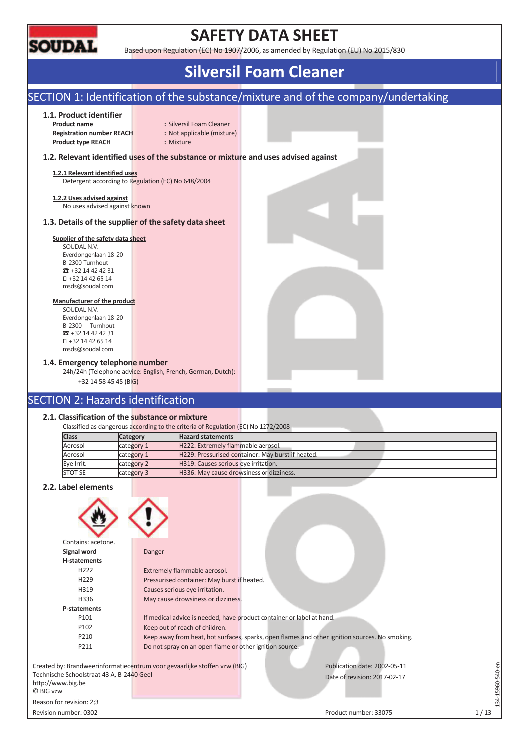# SAFETY DATA SHEET

Based upon Regulation (EC) No 1907/2006, as amended by Regulation (EU) No 2015/830

# Silversil Foam Cleaner

## SECTION 1: Identification of the substance/mixture and of the company/undertaking

### 1.1. Product identifier

**Product name** : Silversil Foam Cleaner
**Registration number REACH** : Not applicable (mixture)
**Product type REACH** : Mixture

### 1.2. Relevant identified uses of the substance or mixture and uses advised against

**1.2.1 Relevant identified uses**

Detergent according to Regulation (EC) No 648/2004

**1.2.2 Uses advised against**

No uses advised against known

### 1.3. Details of the supplier of the safety data sheet

**Supplier of the safety data sheet**

SOUDAL N.V.
Everdongenlaan 18-20
B-2300 Turnhout
☎ +32 14 42 42 31
+32 14 42 65 14
msds@soudal.com

**Manufacturer of the product**

SOUDAL N.V.
Everdongenlaan 18-20
B-2300 Turnhout
☎ +32 14 42 42 31
+32 14 42 65 14
msds@soudal.com

### 1.4. Emergency telephone number

24h/24h (Telephone advice: English, French, German, Dutch):
+32 14 58 45 45 (BIG)

## SECTION 2: Hazards identification

### 2.1. Classification of the substance or mixture

Classified as dangerous according to the criteria of Regulation (EC) No 1272/2008

| Class | Category | Hazard statements |
|---|---|---|
| Aerosol | category 1 | H222: Extremely flammable aerosol. |
| Aerosol | category 1 | H229: Pressurised container: May burst if heated. |
| Eye Irrit. | category 2 | H319: Causes serious eye irritation. |
| STOT SE | category 3 | H336: May cause drowsiness or dizziness. |

### 2.2. Label elements

Contains: acetone.

**Signal word** Danger

**H-statements**

| | |
|---|---|
| H222 | Extremely flammable aerosol. |
| H229 | Pressurised container: May burst if heated. |
| H319 | Causes serious eye irritation. |
| H336 | May cause drowsiness or dizziness. |

**P-statements**

| | |
|---|---|
| P101 | If medical advice is needed, have product container or label at hand. |
| P102 | Keep out of reach of children. |
| P210 | Keep away from heat, hot surfaces, sparks, open flames and other ignition sources. No smoking. |
| P211 | Do not spray on an open flame or other ignition source. |

Created by: Brandweerinformatiecentrum voor gevaarlijke stoffen vzw (BIG)
Technische Schoolstraat 43 A, B-2440 Geel
http://www.big.be
© BIG vzw
Reason for revision: 2;3
Revision number: 0302

Publication date: 2002-05-11
Date of revision: 2017-02-17
Product number: 33075

134-15960-540-en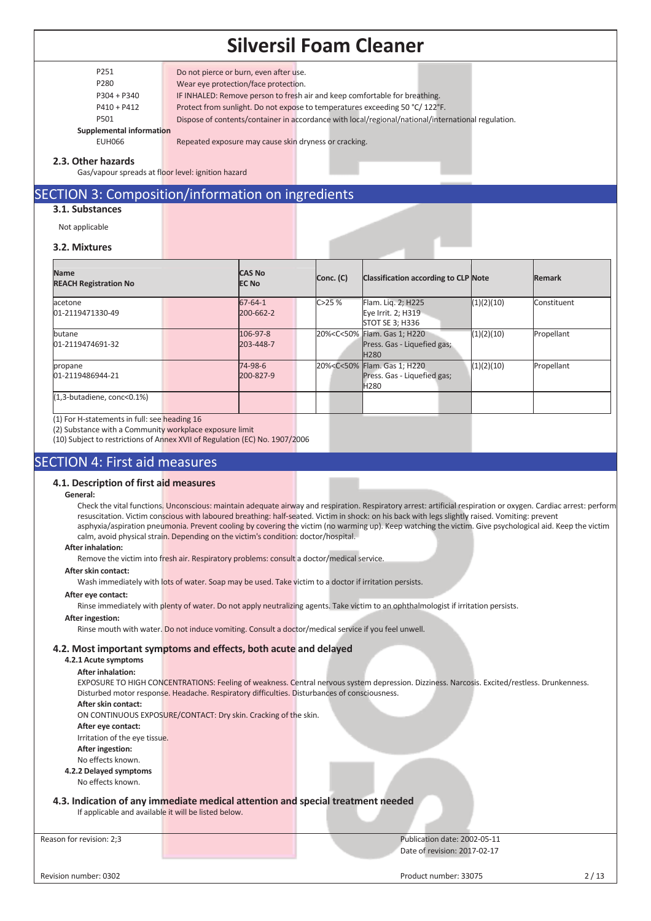| | |
|---|---|
| P251 | Do not pierce or burn, even after use. |
| P280 | Wear eye protection/face protection. |
| P304 + P340 | IF INHALED: Remove person to fresh air and keep comfortable for breathing. |
| P410 + P412 | Protect from sunlight. Do not expose to temperatures exceeding 50 °C/ 122°F. |
| P501 | Dispose of contents/container in accordance with local/regional/national/international regulation. |

**Supplemental information**

| | |
|---|---|
| EUH066 | Repeated exposure may cause skin dryness or cracking. |

### 2.3. Other hazards

Gas/vapour spreads at floor level: ignition hazard

## SECTION 3: Composition/information on ingredients

### 3.1. Substances

Not applicable

### 3.2. Mixtures

| Name<br>REACH Registration No | CAS No<br>EC No | Conc. (C) | Classification according to CLP | Note | Remark |
|---|---|---|---|---|---|
| acetone<br>01-2119471330-49 | 67-64-1<br>200-662-2 | C>25 % | Flam. Liq. 2; H225<br>Eye Irrit. 2; H319<br>STOT SE 3; H336 | (1)(2)(10) | Constituent |
| butane<br>01-2119474691-32 | 106-97-8<br>203-448-7 | 20%<C<50% | Flam. Gas 1; H220<br>Press. Gas - Liquefied gas; H280 | (1)(2)(10) | Propellant |
| propane<br>01-2119486944-21 | 74-98-6<br>200-827-9 | 20%<C<50% | Flam. Gas 1; H220<br>Press. Gas - Liquefied gas; H280 | (1)(2)(10) | Propellant |
| (1,3-butadiene, conc<0.1%) | | | | | |

(1) For H-statements in full: see heading 16

(2) Substance with a Community workplace exposure limit

(10) Subject to restrictions of Annex XVII of Regulation (EC) No. 1907/2006

## SECTION 4: First aid measures

### 4.1. Description of first aid measures

**General:**

Check the vital functions. Unconscious: maintain adequate airway and respiration. Respiratory arrest: artificial respiration or oxygen. Cardiac arrest: perform resuscitation. Victim conscious with laboured breathing: half-seated. Victim in shock: on his back with legs slightly raised. Vomiting: prevent asphyxia/aspiration pneumonia. Prevent cooling by covering the victim (no warming up). Keep watching the victim. Give psychological aid. Keep the victim calm, avoid physical strain. Depending on the victim's condition: doctor/hospital.

**After inhalation:**

Remove the victim into fresh air. Respiratory problems: consult a doctor/medical service.

**After skin contact:**

Wash immediately with lots of water. Soap may be used. Take victim to a doctor if irritation persists.

**After eye contact:**

Rinse immediately with plenty of water. Do not apply neutralizing agents. Take victim to an ophthalmologist if irritation persists.

**After ingestion:**

Rinse mouth with water. Do not induce vomiting. Consult a doctor/medical service if you feel unwell.

### 4.2. Most important symptoms and effects, both acute and delayed

**4.2.1 Acute symptoms**

**After inhalation:**

EXPOSURE TO HIGH CONCENTRATIONS: Feeling of weakness. Central nervous system depression. Dizziness. Narcosis. Excited/restless. Drunkenness. Disturbed motor response. Headache. Respiratory difficulties. Disturbances of consciousness.

**After skin contact:**

ON CONTINUOUS EXPOSURE/CONTACT: Dry skin. Cracking of the skin.

**After eye contact:**

Irritation of the eye tissue.

**After ingestion:**

No effects known.

**4.2.2 Delayed symptoms**

No effects known.

### 4.3. Indication of any immediate medical attention and special treatment needed

If applicable and available it will be listed below.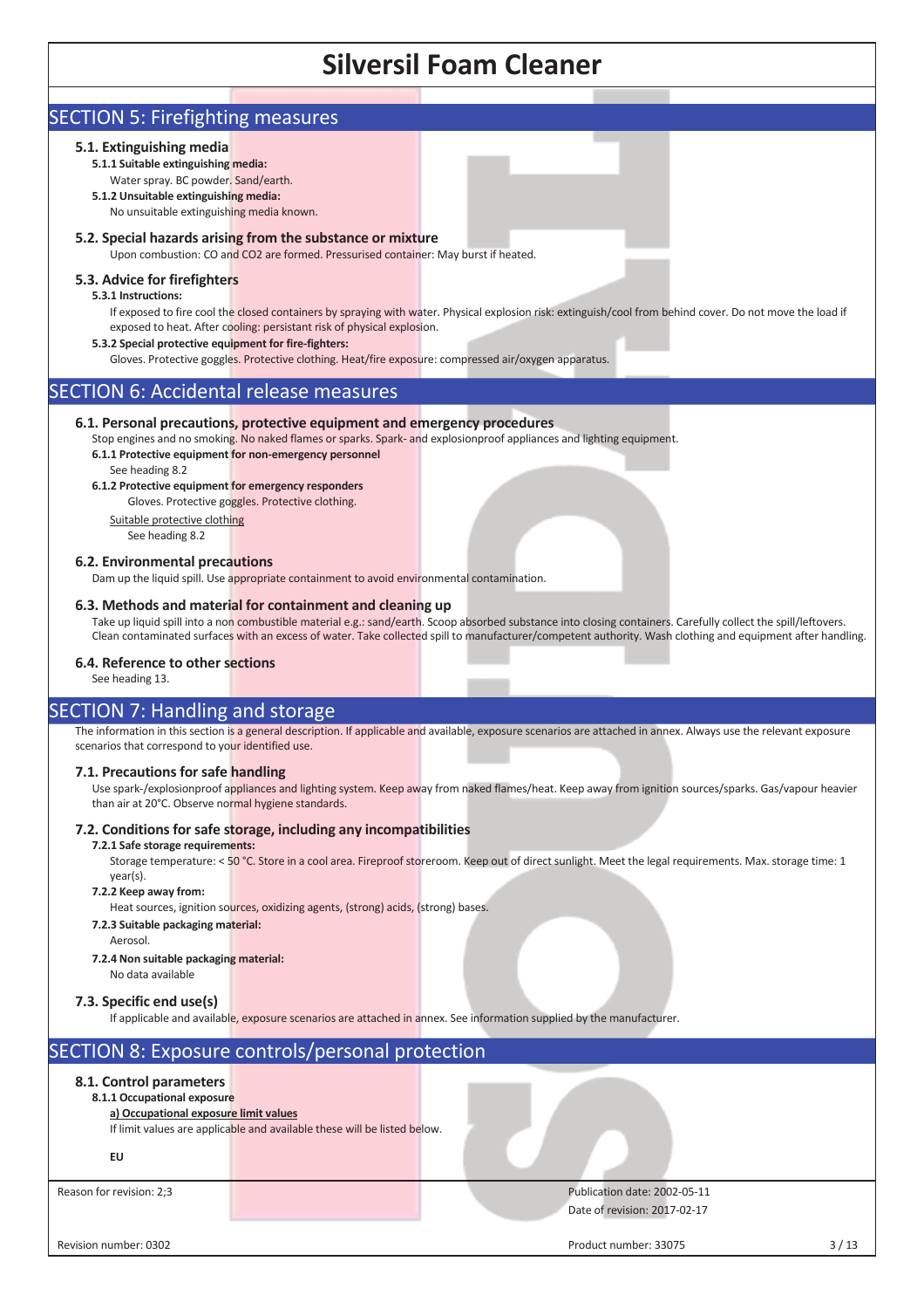# Silversil Foam Cleaner

## SECTION 5: Firefighting measures

### 5.1. Extinguishing media

**5.1.1 Suitable extinguishing media:**

Water spray. BC powder. Sand/earth.

**5.1.2 Unsuitable extinguishing media:**

No unsuitable extinguishing media known.

### 5.2. Special hazards arising from the substance or mixture

Upon combustion: CO and $CO_2$ are formed. Pressurised container: May burst if heated.

### 5.3. Advice for firefighters

**5.3.1 Instructions:**

If exposed to fire cool the closed containers by spraying with water. Physical explosion risk: extinguish/cool from behind cover. Do not move the load if exposed to heat. After cooling: persistant risk of physical explosion.

**5.3.2 Special protective equipment for fire-fighters:**

Gloves. Protective goggles. Protective clothing. Heat/fire exposure: compressed air/oxygen apparatus.

## SECTION 6: Accidental release measures

### 6.1. Personal precautions, protective equipment and emergency procedures

Stop engines and no smoking. No naked flames or sparks. Spark- and explosionproof appliances and lighting equipment.

**6.1.1 Protective equipment for non-emergency personnel**

See heading 8.2

**6.1.2 Protective equipment for emergency responders**

Gloves. Protective goggles. Protective clothing.

Suitable protective clothing

See heading 8.2

### 6.2. Environmental precautions

Dam up the liquid spill. Use appropriate containment to avoid environmental contamination.

### 6.3. Methods and material for containment and cleaning up

Take up liquid spill into a non combustible material e.g.: sand/earth. Scoop absorbed substance into closing containers. Carefully collect the spill/leftovers. Clean contaminated surfaces with an excess of water. Take collected spill to manufacturer/competent authority. Wash clothing and equipment after handling.

### 6.4. Reference to other sections

See heading 13.

## SECTION 7: Handling and storage

The information in this section is a general description. If applicable and available, exposure scenarios are attached in annex. Always use the relevant exposure scenarios that correspond to your identified use.

### 7.1. Precautions for safe handling

Use spark-/explosionproof appliances and lighting system. Keep away from naked flames/heat. Keep away from ignition sources/sparks. Gas/vapour heavier than air at 20°C. Observe normal hygiene standards.

### 7.2. Conditions for safe storage, including any incompatibilities

**7.2.1 Safe storage requirements:**

Storage temperature: < 50 °C. Store in a cool area. Fireproof storeroom. Keep out of direct sunlight. Meet the legal requirements. Max. storage time: 1 year(s).

**7.2.2 Keep away from:**

Heat sources, ignition sources, oxidizing agents, (strong) acids, (strong) bases.

**7.2.3 Suitable packaging material:**

Aerosol.

**7.2.4 Non suitable packaging material:**

No data available

### 7.3. Specific end use(s)

If applicable and available, exposure scenarios are attached in annex. See information supplied by the manufacturer.

## SECTION 8: Exposure controls/personal protection

### 8.1. Control parameters

**8.1.1 Occupational exposure**

a) Occupational exposure limit values

If limit values are applicable and available these will be listed below.

**EU**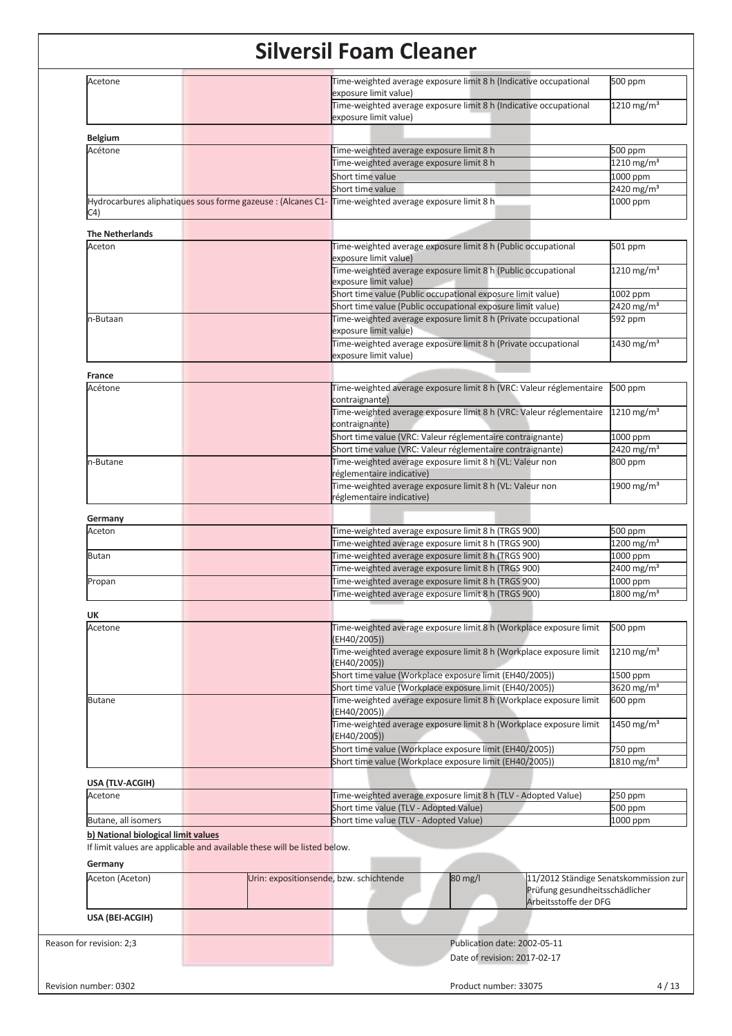| | | |
|---|---|---|
| Acetone | Time-weighted average exposure limit 8 h (Indicative occupational exposure limit value) | 500 ppm |
| | Time-weighted average exposure limit 8 h (Indicative occupational exposure limit value) | 1210 mg/m³ |

**Belgium**

| | | |
|---|---|---|
| Acétone | Time-weighted average exposure limit 8 h | 500 ppm |
| | Time-weighted average exposure limit 8 h | 1210 mg/m³ |
| | Short time value | 1000 ppm |
| | Short time value | 2420 mg/m³ |
| Hydrocarbures aliphatiques sous forme gazeuse : (Alcanes C1-C4) | Time-weighted average exposure limit 8 h | 1000 ppm |

**The Netherlands**

| | | |
|---|---|---|
| Aceton | Time-weighted average exposure limit 8 h (Public occupational exposure limit value) | 501 ppm |
| | Time-weighted average exposure limit 8 h (Public occupational exposure limit value) | 1210 mg/m³ |
| | Short time value (Public occupational exposure limit value) | 1002 ppm |
| | Short time value (Public occupational exposure limit value) | 2420 mg/m³ |
| n-Butaan | Time-weighted average exposure limit 8 h (Private occupational exposure limit value) | 592 ppm |
| | Time-weighted average exposure limit 8 h (Private occupational exposure limit value) | 1430 mg/m³ |

**France**

| | | |
|---|---|---|
| Acétone | Time-weighted average exposure limit 8 h (VRC: Valeur réglementaire contraignante) | 500 ppm |
| | Time-weighted average exposure limit 8 h (VRC: Valeur réglementaire contraignante) | 1210 mg/m³ |
| | Short time value (VRC: Valeur réglementaire contraignante) | 1000 ppm |
| | Short time value (VRC: Valeur réglementaire contraignante) | 2420 mg/m³ |
| n-Butane | Time-weighted average exposure limit 8 h (VL: Valeur non réglementaire indicative) | 800 ppm |
| | Time-weighted average exposure limit 8 h (VL: Valeur non réglementaire indicative) | 1900 mg/m³ |

**Germany**

| | | |
|---|---|---|
| Aceton | Time-weighted average exposure limit 8 h (TRGS 900) | 500 ppm |
| | Time-weighted average exposure limit 8 h (TRGS 900) | 1200 mg/m³ |
| Butan | Time-weighted average exposure limit 8 h (TRGS 900) | 1000 ppm |
| | Time-weighted average exposure limit 8 h (TRGS 900) | 2400 mg/m³ |
| Propan | Time-weighted average exposure limit 8 h (TRGS 900) | 1000 ppm |
| | Time-weighted average exposure limit 8 h (TRGS 900) | 1800 mg/m³ |

**UK**

| | | |
|---|---|---|
| Acetone | Time-weighted average exposure limit 8 h (Workplace exposure limit (EH40/2005)) | 500 ppm |
| | Time-weighted average exposure limit 8 h (Workplace exposure limit (EH40/2005)) | 1210 mg/m³ |
| | Short time value (Workplace exposure limit (EH40/2005)) | 1500 ppm |
| | Short time value (Workplace exposure limit (EH40/2005)) | 3620 mg/m³ |
| Butane | Time-weighted average exposure limit 8 h (Workplace exposure limit (EH40/2005)) | 600 ppm |
| | Time-weighted average exposure limit 8 h (Workplace exposure limit (EH40/2005)) | 1450 mg/m³ |
| | Short time value (Workplace exposure limit (EH40/2005)) | 750 ppm |
| | Short time value (Workplace exposure limit (EH40/2005)) | 1810 mg/m³ |

**USA (TLV-ACGIH)**

| | | |
|---|---|---|
| Acetone | Time-weighted average exposure limit 8 h (TLV - Adopted Value) | 250 ppm |
| | Short time value (TLV - Adopted Value) | 500 ppm |
| Butane, all isomers | Short time value (TLV - Adopted Value) | 1000 ppm |

**b) National biological limit values**

If limit values are applicable and available these will be listed below.

**Germany**

| | | | |
|---|---|---|---|
| Aceton (Aceton) | Urin: expositionsende, bzw. schichtende | 80 mg/l | 11/2012 Ständige Senatskommission zur Prüfung gesundheitsschädlicher Arbeitsstoffe der DFG |

**USA (BEI-ACGIH)**

Reason for revision: 2;3

Publication date: 2002-05-11

Date of revision: 2017-02-17

Revision number: 0302

Product number: 33075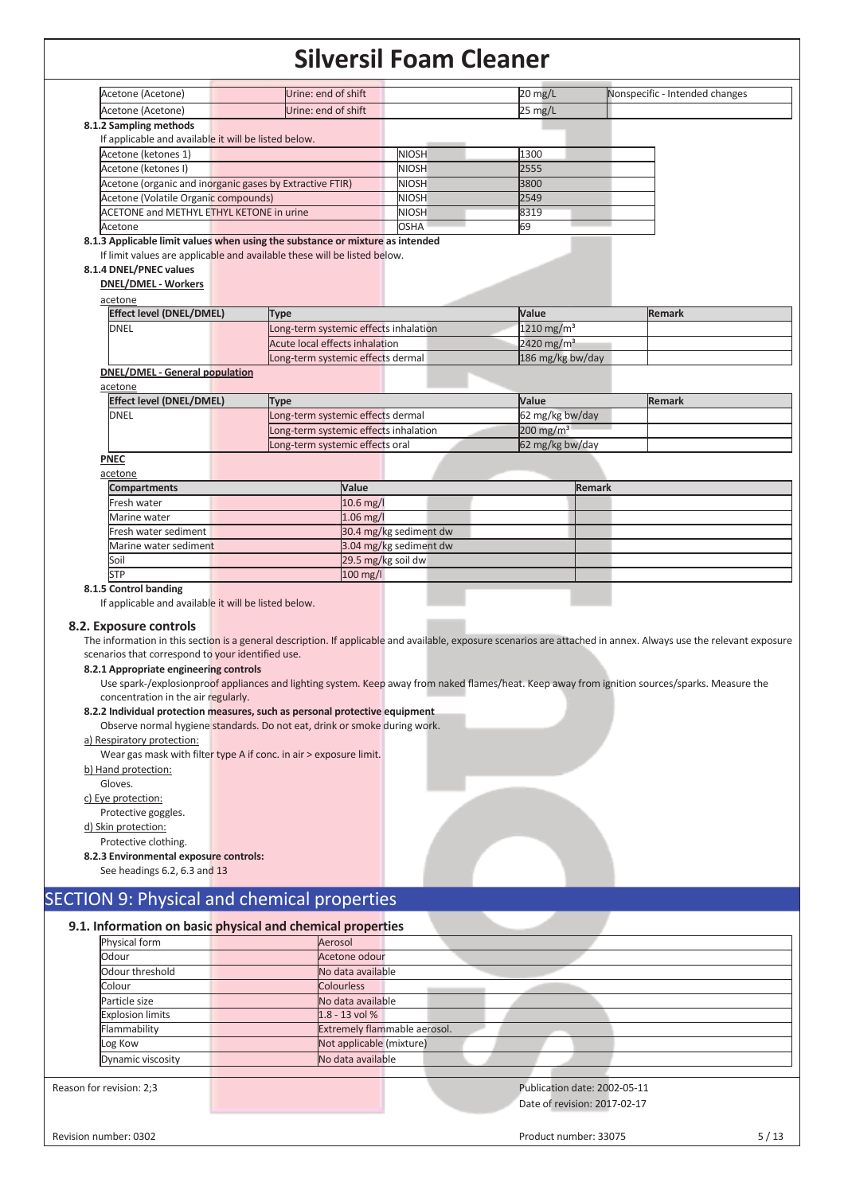| | | | | |
|---|---|---|---|---|
| Acetone (Acetone) | Urine: end of shift | | 20 mg/L | Nonspecific - Intended changes |
| Acetone (Acetone) | Urine: end of shift | | 25 mg/L | |

#### 8.1.2 Sampling methods

If applicable and available it will be listed below.

| | | |
|---|---|---|
| Acetone (ketones 1) | NIOSH | 1300 |
| Acetone (ketones I) | NIOSH | 2555 |
| Acetone (organic and inorganic gases by Extractive FTIR) | NIOSH | 3800 |
| Acetone (Volatile Organic compounds) | NIOSH | 2549 |
| ACETONE and METHYL ETHYL KETONE in urine | NIOSH | 8319 |
| Acetone | OSHA | 69 |

#### 8.1.3 Applicable limit values when using the substance or mixture as intended

If limit values are applicable and available these will be listed below.

#### 8.1.4 DNEL/PNEC values

**DNEL/DMEL - Workers**

acetone

| Effect level (DNEL/DMEL) | Type | Value | Remark |
|---|---|---|---|
| DNEL | Long-term systemic effects inhalation | 1210 mg/m³ | |
| | Acute local effects inhalation | 2420 mg/m³ | |
| | Long-term systemic effects dermal | 186 mg/kg bw/day | |

**DNEL/DMEL - General population**

acetone

| Effect level (DNEL/DMEL) | Type | Value | Remark |
|---|---|---|---|
| DNEL | Long-term systemic effects dermal | 62 mg/kg bw/day | |
| | Long-term systemic effects inhalation | 200 mg/m³ | |
| | Long-term systemic effects oral | 62 mg/kg bw/day | |

**PNEC**

acetone

| Compartments | Value | Remark |
|---|---|---|
| Fresh water | 10.6 mg/l | |
| Marine water | 1.06 mg/l | |
| Fresh water sediment | 30.4 mg/kg sediment dw | |
| Marine water sediment | 3.04 mg/kg sediment dw | |
| Soil | 29.5 mg/kg soil dw | |
| STP | 100 mg/l | |

#### 8.1.5 Control banding

If applicable and available it will be listed below.

### 8.2. Exposure controls

The information in this section is a general description. If applicable and available, exposure scenarios are attached in annex. Always use the relevant exposure scenarios that correspond to your identified use.

#### 8.2.1 Appropriate engineering controls

Use spark-/explosionproof appliances and lighting system. Keep away from naked flames/heat. Keep away from ignition sources/sparks. Measure the concentration in the air regularly.

#### 8.2.2 Individual protection measures, such as personal protective equipment

Observe normal hygiene standards. Do not eat, drink or smoke during work.

a) Respiratory protection:

Wear gas mask with filter type A if conc. in air > exposure limit.

b) Hand protection:

Gloves.

c) Eye protection:

Protective goggles.

d) Skin protection:

Protective clothing.

#### 8.2.3 Environmental exposure controls:

See headings 6.2, 6.3 and 13

## SECTION 9: Physical and chemical properties

### 9.1. Information on basic physical and chemical properties

| | |
|---|---|
| Physical form | Aerosol |
| Odour | Acetone odour |
| Odour threshold | No data available |
| Colour | Colourless |
| Particle size | No data available |
| Explosion limits | 1.8 - 13 vol % |
| Flammability | Extremely flammable aerosol. |
| Log Kow | Not applicable (mixture) |
| Dynamic viscosity | No data available |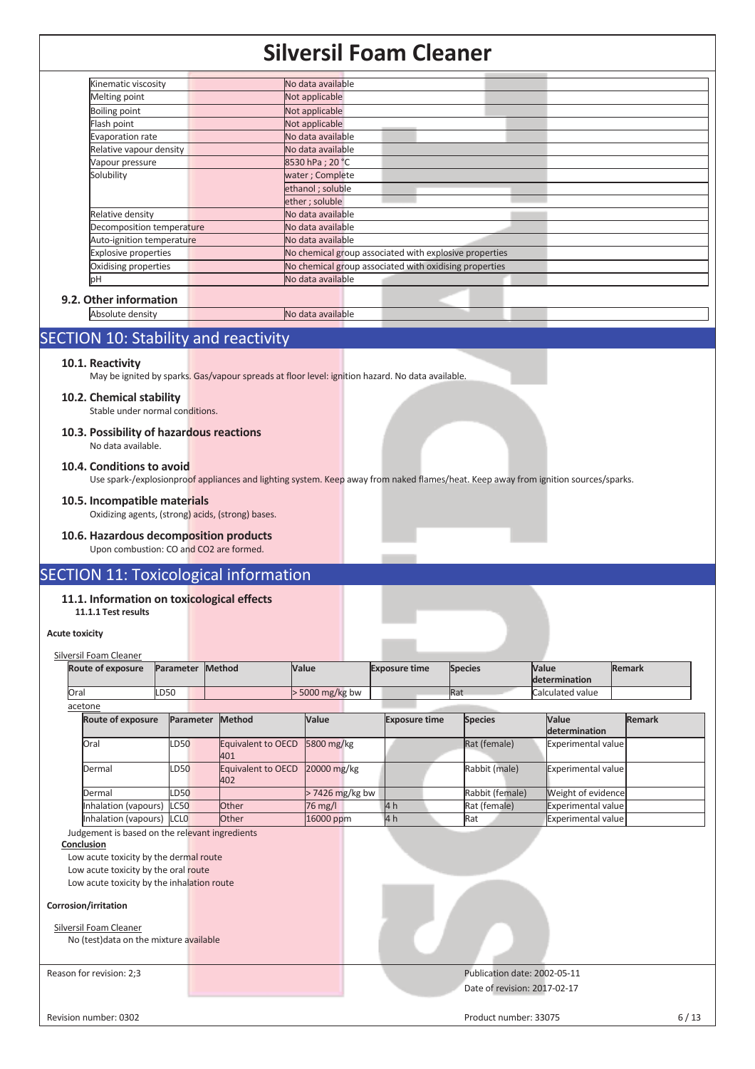| Kinematic viscosity | No data available |
|---|---|
| Melting point | Not applicable |
| Boiling point | Not applicable |
| Flash point | Not applicable |
| Evaporation rate | No data available |
| Relative vapour density | No data available |
| Vapour pressure | 8530 hPa ; 20 °C |
| Solubility | water ; Complete |
| | ethanol ; soluble |
| | ether ; soluble |
| Relative density | No data available |
| Decomposition temperature | No data available |
| Auto-ignition temperature | No data available |
| Explosive properties | No chemical group associated with explosive properties |
| Oxidising properties | No chemical group associated with oxidising properties |
| pH | No data available |

### 9.2. Other information

| Absolute density | No data available |
|---|---|

## SECTION 10: Stability and reactivity

### 10.1. Reactivity

May be ignited by sparks. Gas/vapour spreads at floor level: ignition hazard. No data available.

### 10.2. Chemical stability

Stable under normal conditions.

### 10.3. Possibility of hazardous reactions

No data available.

### 10.4. Conditions to avoid

Use spark-/explosionproof appliances and lighting system. Keep away from naked flames/heat. Keep away from ignition sources/sparks.

### 10.5. Incompatible materials

Oxidizing agents, (strong) acids, (strong) bases.

### 10.6. Hazardous decomposition products

Upon combustion: CO and CO2 are formed.

## SECTION 11: Toxicological information

### 11.1. Information on toxicological effects

**11.1.1 Test results**

**Acute toxicity**

Silversil Foam Cleaner

| Route of exposure | Parameter | Method | Value | Exposure time | Species | Value determination | Remark |
|---|---|---|---|---|---|---|---|
| Oral | LD50 | | > 5000 mg/kg bw | | Rat | Calculated value | |

acetone

| Route of exposure | Parameter | Method | Value | Exposure time | Species | Value determination | Remark |
|---|---|---|---|---|---|---|---|
| Oral | LD50 | Equivalent to OECD 401 | 5800 mg/kg | | Rat (female) | Experimental value | |
| Dermal | LD50 | Equivalent to OECD 402 | 20000 mg/kg | | Rabbit (male) | Experimental value | |
| Dermal | LD50 | | > 7426 mg/kg bw | | Rabbit (female) | Weight of evidence | |
| Inhalation (vapours) | LC50 | Other | 76 mg/l | 4 h | Rat (female) | Experimental value | |
| Inhalation (vapours) | LCL0 | Other | 16000 ppm | 4 h | Rat | Experimental value | |

Judgement is based on the relevant ingredients

**Conclusion**

Low acute toxicity by the dermal route

Low acute toxicity by the oral route

Low acute toxicity by the inhalation route

**Corrosion/irritation**

Silversil Foam Cleaner

No (test)data on the mixture available

Reason for revision: 2;3

Publication date: 2002-05-11

Date of revision: 2017-02-17

Revision number: 0302

Product number: 33075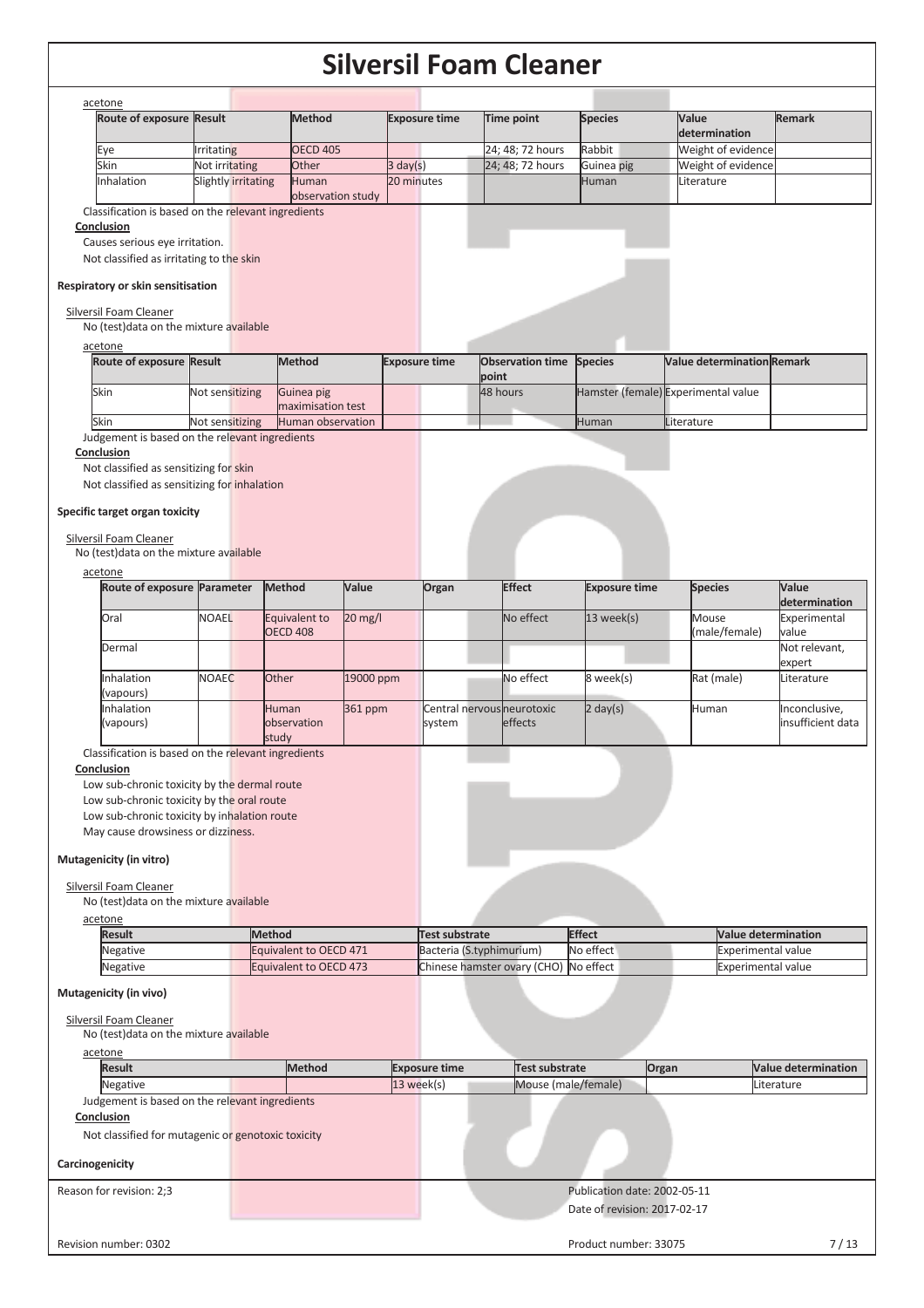acetone

| Route of exposure | Result | Method | Exposure time | Time point | Species | Value determination | Remark |
|---|---|---|---|---|---|---|---|
| Eye | Irritating | OECD 405 | | 24; 48; 72 hours | Rabbit | Weight of evidence | |
| Skin | Not irritating | Other | 3 day(s) | 24; 48; 72 hours | Guinea pig | Weight of evidence | |
| Inhalation | Slightly irritating | Human observation study | 20 minutes | | Human | Literature | |

Classification is based on the relevant ingredients

**Conclusion**

Causes serious eye irritation.

Not classified as irritating to the skin

**Respiratory or skin sensitisation**

Silversil Foam Cleaner

No (test)data on the mixture available

acetone

| Route of exposure | Result | Method | Exposure time | Observation time point | Species | Value determination | Remark |
|---|---|---|---|---|---|---|---|
| Skin | Not sensitizing | Guinea pig maximisation test | | 48 hours | Hamster (female) | Experimental value | |
| Skin | Not sensitizing | Human observation | | | Human | Literature | |

Judgement is based on the relevant ingredients

**Conclusion**

Not classified as sensitizing for skin

Not classified as sensitizing for inhalation

**Specific target organ toxicity**

Silversil Foam Cleaner

No (test)data on the mixture available

acetone

| Route of exposure | Parameter | Method | Value | Organ | Effect | Exposure time | Species | Value determination |
|---|---|---|---|---|---|---|---|---|
| Oral | NOAEL | Equivalent to OECD 408 | 20 mg/l | | No effect | 13 week(s) | Mouse (male/female) | Experimental value |
| Dermal | | | | | | | | Not relevant, expert |
| Inhalation (vapours) | NOAEC | Other | 19000 ppm | | No effect | 8 week(s) | Rat (male) | Literature |
| Inhalation (vapours) | | Human observation study | 361 ppm | Central nervous system | neurotoxic effects | 2 day(s) | Human | Inconclusive, insufficient data |

Classification is based on the relevant ingredients

**Conclusion**

Low sub-chronic toxicity by the dermal route

Low sub-chronic toxicity by the oral route

Low sub-chronic toxicity by inhalation route

May cause drowsiness or dizziness.

**Mutagenicity (in vitro)**

Silversil Foam Cleaner

No (test)data on the mixture available

acetone

| Result | Method | Test substrate | Effect | Value determination |
|---|---|---|---|---|
| Negative | Equivalent to OECD 471 | Bacteria (S.typhimurium) | No effect | Experimental value |
| Negative | Equivalent to OECD 473 | Chinese hamster ovary (CHO) | No effect | Experimental value |

**Mutagenicity (in vivo)**

Silversil Foam Cleaner

No (test)data on the mixture available

acetone

| Result | Method | Exposure time | Test substrate | Organ | Value determination |
|---|---|---|---|---|---|
| Negative | | 13 week(s) | Mouse (male/female) | | Literature |

Judgement is based on the relevant ingredients

**Conclusion**

Not classified for mutagenic or genotoxic toxicity

**Carcinogenicity**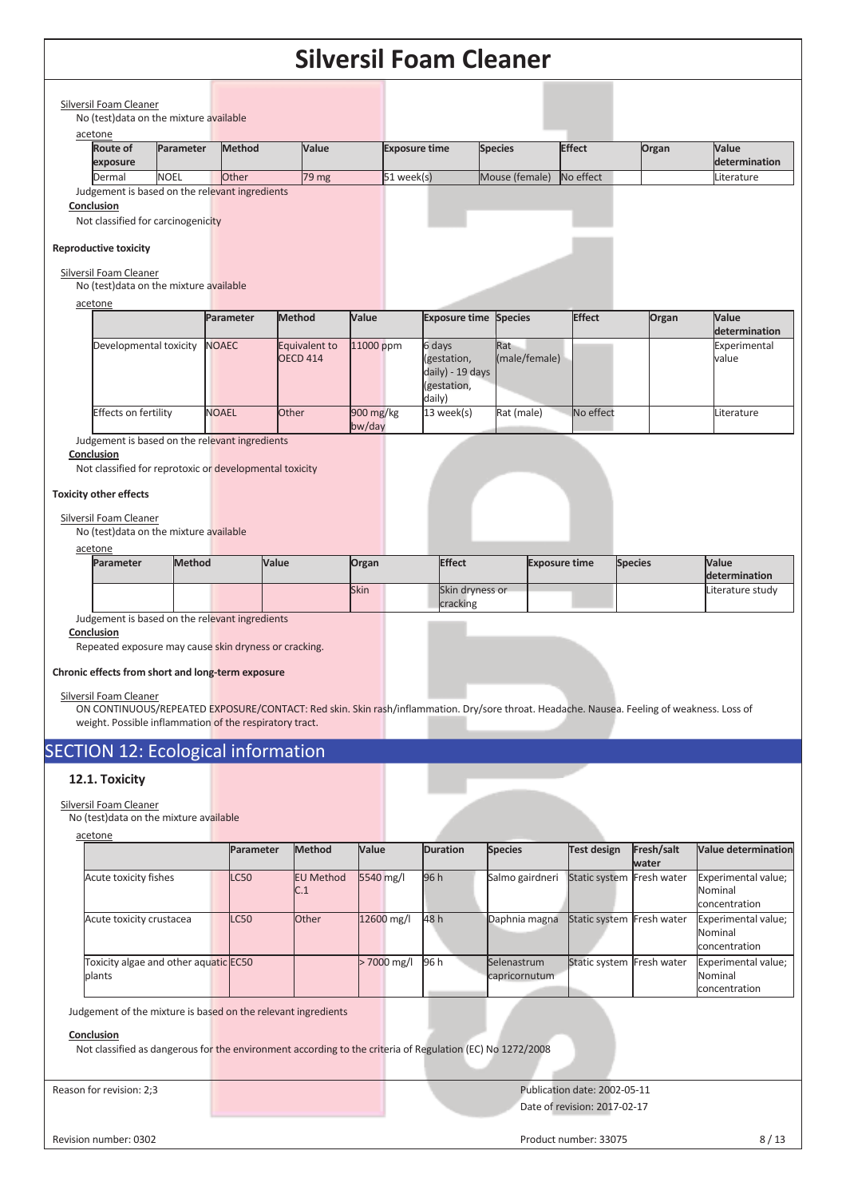Silversil Foam Cleaner

No (test)data on the mixture available

acetone

| Route of exposure | Parameter | Method | Value | Exposure time | Species | Effect | Organ | Value determination |
|---|---|---|---|---|---|---|---|---|
| Dermal | NOEL | Other | 79 mg | 51 week(s) | Mouse (female) | No effect | | Literature |

Judgement is based on the relevant ingredients

**Conclusion**

Not classified for carcinogenicity

**Reproductive toxicity**

Silversil Foam Cleaner

No (test)data on the mixture available

acetone

| | Parameter | Method | Value | Exposure time | Species | Effect | Organ | Value determination |
|---|---|---|---|---|---|---|---|---|
| Developmental toxicity | NOAEC | Equivalent to OECD 414 | 11000 ppm | 6 days (gestation, daily) - 19 days (gestation, daily) | Rat (male/female) | | | Experimental value |
| Effects on fertility | NOAEL | Other | 900 mg/kg bw/day | 13 week(s) | Rat (male) | No effect | | Literature |

Judgement is based on the relevant ingredients

**Conclusion**

Not classified for reprotoxic or developmental toxicity

**Toxicity other effects**

Silversil Foam Cleaner

No (test)data on the mixture available

acetone

| Parameter | Method | Value | Organ | Effect | Exposure time | Species | Value determination |
|---|---|---|---|---|---|---|---|
| | | | Skin | Skin dryness or cracking | | | Literature study |

Judgement is based on the relevant ingredients

**Conclusion**

Repeated exposure may cause skin dryness or cracking.

**Chronic effects from short and long-term exposure**

Silversil Foam Cleaner

ON CONTINUOUS/REPEATED EXPOSURE/CONTACT: Red skin. Skin rash/inflammation. Dry/sore throat. Headache. Nausea. Feeling of weakness. Loss of weight. Possible inflammation of the respiratory tract.

# SECTION 12: Ecological information

## 12.1. Toxicity

Silversil Foam Cleaner

No (test)data on the mixture available

acetone

| | Parameter | Method | Value | Duration | Species | Test design | Fresh/salt water | Value determination |
|---|---|---|---|---|---|---|---|---|
| Acute toxicity fishes | LC50 | EU Method C.1 | 5540 mg/l | 96 h | Salmo gairdneri | Static system | Fresh water | Experimental value; Nominal concentration |
| Acute toxicity crustacea | LC50 | Other | 12600 mg/l | 48 h | Daphnia magna | Static system | Fresh water | Experimental value; Nominal concentration |
| Toxicity algae and other aquatic plants | EC50 | | > 7000 mg/l | 96 h | Selenastrum capricornutum | Static system | Fresh water | Experimental value; Nominal concentration |

Judgement of the mixture is based on the relevant ingredients

**Conclusion**

Not classified as dangerous for the environment according to the criteria of Regulation (EC) No 1272/2008

Reason for revision: 2;3

Publication date: 2002-05-11

Date of revision: 2017-02-17

Revision number: 0302

Product number: 33075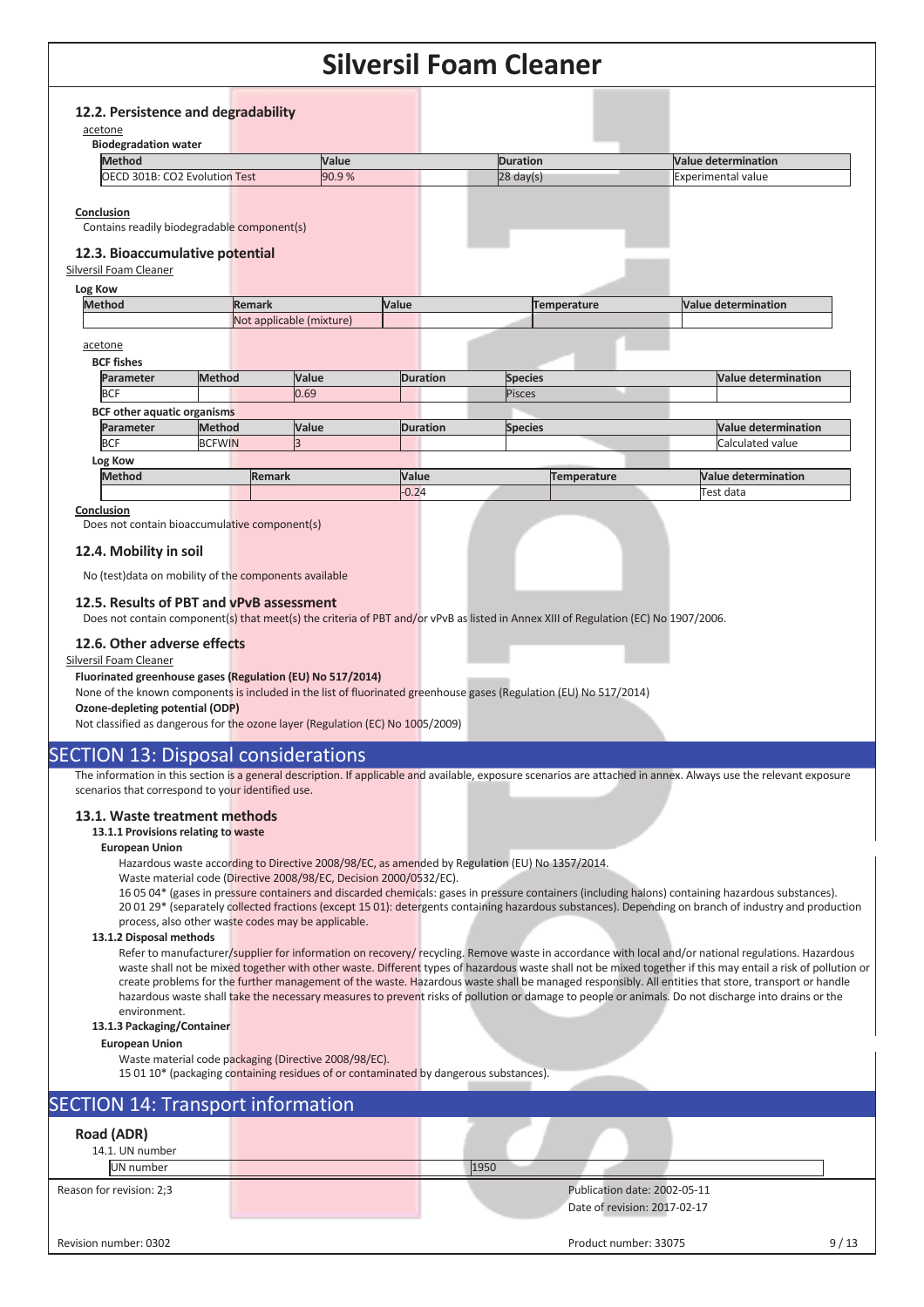### 12.2. Persistence and degradability

acetone

**Biodegradation water**

| Method | Value | Duration | Value determination |
|---|---|---|---|
| OECD 301B: CO2 Evolution Test | 90.9 % | 28 day(s) | Experimental value |

**Conclusion**

Contains readily biodegradable component(s)

### 12.3. Bioaccumulative potential

Silversil Foam Cleaner

**Log Kow**

| Method | Remark | Value | Temperature | Value determination |
|---|---|---|---|---|
| | Not applicable (mixture) | | | |

acetone

**BCF fishes**

| Parameter | Method | Value | Duration | Species | Value determination |
|---|---|---|---|---|---|
| BCF | | 0.69 | | Pisces | |

**BCF other aquatic organisms**

| Parameter | Method | Value | Duration | Species | Value determination |
|---|---|---|---|---|---|
| BCF | BCFWIN | 3 | | | Calculated value |

**Log Kow**

| Method | Remark | Value | Temperature | Value determination |
|---|---|---|---|---|
| | | -0.24 | | Test data |

**Conclusion**

Does not contain bioaccumulative component(s)

### 12.4. Mobility in soil

No (test)data on mobility of the components available

### 12.5. Results of PBT and vPvB assessment

Does not contain component(s) that meet(s) the criteria of PBT and/or vPvB as listed in Annex XIII of Regulation (EC) No 1907/2006.

### 12.6. Other adverse effects

Silversil Foam Cleaner

**Fluorinated greenhouse gases (Regulation (EU) No 517/2014)**

None of the known components is included in the list of fluorinated greenhouse gases (Regulation (EU) No 517/2014)

**Ozone-depleting potential (ODP)**

Not classified as dangerous for the ozone layer (Regulation (EC) No 1005/2009)

## SECTION 13: Disposal considerations

The information in this section is a general description. If applicable and available, exposure scenarios are attached in annex. Always use the relevant exposure scenarios that correspond to your identified use.

### 13.1. Waste treatment methods

#### 13.1.1 Provisions relating to waste

**European Union**

Hazardous waste according to Directive 2008/98/EC, as amended by Regulation (EU) No 1357/2014.

Waste material code (Directive 2008/98/EC, Decision 2000/0532/EC).

16 05 04* (gases in pressure containers and discarded chemicals: gases in pressure containers (including halons) containing hazardous substances).
20 01 29* (separately collected fractions (except 15 01): detergents containing hazardous substances). Depending on branch of industry and production process, also other waste codes may be applicable.

#### 13.1.2 Disposal methods

Refer to manufacturer/supplier for information on recovery/ recycling. Remove waste in accordance with local and/or national regulations. Hazardous waste shall not be mixed together with other waste. Different types of hazardous waste shall not be mixed together if this may entail a risk of pollution or create problems for the further management of the waste. Hazardous waste shall be managed responsibly. All entities that store, transport or handle hazardous waste shall take the necessary measures to prevent risks of pollution or damage to people or animals. Do not discharge into drains or the environment.

#### 13.1.3 Packaging/Container

**European Union**

Waste material code packaging (Directive 2008/98/EC).

15 01 10* (packaging containing residues of or contaminated by dangerous substances).

## SECTION 14: Transport information

### Road (ADR)

14.1. UN number

| UN number | 1950 |
|---|---|

Reason for revision: 2;3

Publication date: 2002-05-11

Date of revision: 2017-02-17

Revision number: 0302

Product number: 33075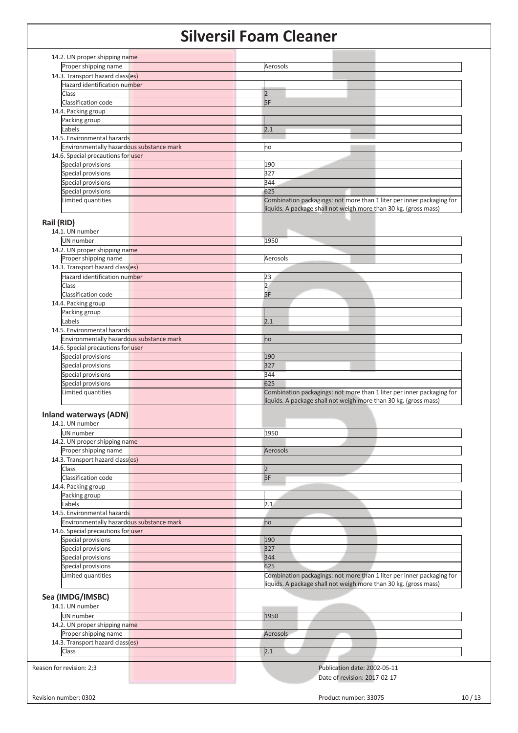14.2. UN proper shipping name

| | |
|---|---|
| Proper shipping name | Aerosols |

14.3. Transport hazard class(es)

| | |
|---|---|
| Hazard identification number | |
| Class | 2 |
| Classification code | 5F |

14.4. Packing group

| | |
|---|---|
| Packing group | |
| Labels | 2.1 |

14.5. Environmental hazards

| | |
|---|---|
| Environmentally hazardous substance mark | no |

14.6. Special precautions for user

| | |
|---|---|
| Special provisions | 190 |
| Special provisions | 327 |
| Special provisions | 344 |
| Special provisions | 625 |
| Limited quantities | Combination packagings: not more than 1 liter per inner packaging for liquids. A package shall not weigh more than 30 kg. (gross mass) |

## Rail (RID)

14.1. UN number

| | |
|---|---|
| UN number | 1950 |

14.2. UN proper shipping name

| | |
|---|---|
| Proper shipping name | Aerosols |

14.3. Transport hazard class(es)

| | |
|---|---|
| Hazard identification number | 23 |
| Class | 2 |
| Classification code | 5F |

14.4. Packing group

| | |
|---|---|
| Packing group | |
| Labels | 2.1 |

14.5. Environmental hazards

| | |
|---|---|
| Environmentally hazardous substance mark | no |

14.6. Special precautions for user

| | |
|---|---|
| Special provisions | 190 |
| Special provisions | 327 |
| Special provisions | 344 |
| Special provisions | 625 |
| Limited quantities | Combination packagings: not more than 1 liter per inner packaging for liquids. A package shall not weigh more than 30 kg. (gross mass) |

## Inland waterways (ADN)

14.1. UN number

| | |
|---|---|
| UN number | 1950 |

14.2. UN proper shipping name

| | |
|---|---|
| Proper shipping name | Aerosols |

14.3. Transport hazard class(es)

| | |
|---|---|
| Class | 2 |
| Classification code | 5F |

14.4. Packing group

| | |
|---|---|
| Packing group | |
| Labels | 2.1 |

14.5. Environmental hazards

| | |
|---|---|
| Environmentally hazardous substance mark | no |

14.6. Special precautions for user

| | |
|---|---|
| Special provisions | 190 |
| Special provisions | 327 |
| Special provisions | 344 |
| Special provisions | 625 |
| Limited quantities | Combination packagings: not more than 1 liter per inner packaging for liquids. A package shall not weigh more than 30 kg. (gross mass) |

## Sea (IMDG/IMSBC)

14.1. UN number

| | |
|---|---|
| UN number | 1950 |

14.2. UN proper shipping name

| | |
|---|---|
| Proper shipping name | Aerosols |

14.3. Transport hazard class(es)

| | |
|---|---|
| Class | 2.1 |

Reason for revision: 2;3

Publication date: 2002-05-11

Date of revision: 2017-02-17

Revision number: 0302

Product number: 33075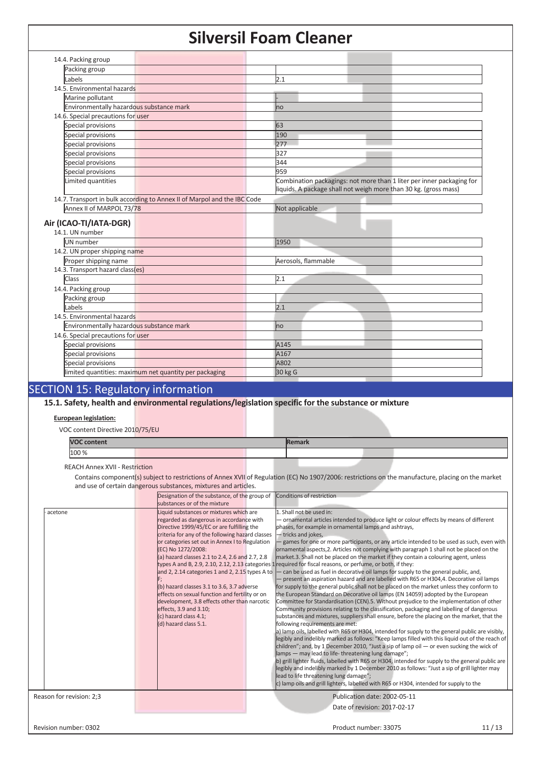14.4. Packing group

| | |
|---|---|
| Packing group | |
| Labels | 2.1 |

14.5. Environmental hazards

| | |
|---|---|
| Marine pollutant | - |
| Environmentally hazardous substance mark | no |

14.6. Special precautions for user

| | |
|---|---|
| Special provisions | 63 |
| Special provisions | 190 |
| Special provisions | 277 |
| Special provisions | 327 |
| Special provisions | 344 |
| Special provisions | 959 |
| Limited quantities | Combination packagings: not more than 1 liter per inner packaging for liquids. A package shall not weigh more than 30 kg. (gross mass) |

14.7. Transport in bulk according to Annex II of Marpol and the IBC Code

| | |
|---|---|
| Annex II of MARPOL 73/78 | Not applicable |

### Air (ICAO-TI/IATA-DGR)

14.1. UN number

| | |
|---|---|
| UN number | 1950 |

14.2. UN proper shipping name

| | |
|---|---|
| Proper shipping name | Aerosols, flammable |

14.3. Transport hazard class(es)

| | |
|---|---|
| Class | 2.1 |

14.4. Packing group

| | |
|---|---|
| Packing group | |
| Labels | 2.1 |

14.5. Environmental hazards

| | |
|---|---|
| Environmentally hazardous substance mark | no |

14.6. Special precautions for user

| | |
|---|---|
| Special provisions | A145 |
| Special provisions | A167 |
| Special provisions | A802 |
| limited quantities: maximum net quantity per packaging | 30 kg G |

# SECTION 15: Regulatory information

## 15.1. Safety, health and environmental regulations/legislation specific for the substance or mixture

**European legislation:**

VOC content Directive 2010/75/EU

| VOC content | Remark |
|---|---|
| 100 % | |

REACH Annex XVII - Restriction

Contains component(s) subject to restrictions of Annex XVII of Regulation (EC) No 1907/2006: restrictions on the manufacture, placing on the market and use of certain dangerous substances, mixtures and articles.

| | Designation of the substance, of the group of substances or of the mixture | Conditions of restriction |
|---|---|---|
| · acetone | Liquid substances or mixtures which are regarded as dangerous in accordance with Directive 1999/45/EC or are fulfilling the criteria for any of the following hazard classes or categories set out in Annex I to Regulation (EC) No 1272/2008: (a) hazard classes 2.1 to 2.4, 2.6 and 2.7, 2.8 types A and B, 2.9, 2.10, 2.12, 2.13 categories 1 and 2, 2.14 categories 1 and 2, 2.15 types A to F; (b) hazard classes 3.1 to 3.6, 3.7 adverse effects on sexual function and fertility or on development, 3.8 effects other than narcotic effects, 3.9 and 3.10; (c) hazard class 4.1; (d) hazard class 5.1. | 1. Shall not be used in: — ornamental articles intended to produce light or colour effects by means of different phases, for example in ornamental lamps and ashtrays, — tricks and jokes, — games for one or more participants, or any article intended to be used as such, even with ornamental aspects,2. Articles not complying with paragraph 1 shall not be placed on the market.3. Shall not be placed on the market if they contain a colouring agent, unless required for fiscal reasons, or perfume, or both, if they: — can be used as fuel in decorative oil lamps for supply to the general public, and, — present an aspiration hazard and are labelled with R65 or H304,4. Decorative oil lamps for supply to the general public shall not be placed on the market unless they conform to the European Standard on Decorative oil lamps (EN 14059) adopted by the European Committee for Standardisation (CEN).5. Without prejudice to the implementation of other Community provisions relating to the classification, packaging and labelling of dangerous substances and mixtures, suppliers shall ensure, before the placing on the market, that the following requirements are met: a) lamp oils, labelled with R65 or H304, intended for supply to the general public are visibly, legibly and indelibly marked as follows: "Keep lamps filled with this liquid out of the reach of children"; and, by 1 December 2010, "Just a sip of lamp oil — or even sucking the wick of lamps — may lead to life- threatening lung damage"; b) grill lighter fluids, labelled with R65 or H304, intended for supply to the general public are legibly and indelibly marked by 1 December 2010 as follows: "Just a sip of grill lighter may lead to life threatening lung damage"; c) lamp oils and grill lighters, labelled with R65 or H304, intended for supply to the |

Reason for revision: 2;3

Publication date: 2002-05-11

Date of revision: 2017-02-17

Revision number: 0302

Product number: 33075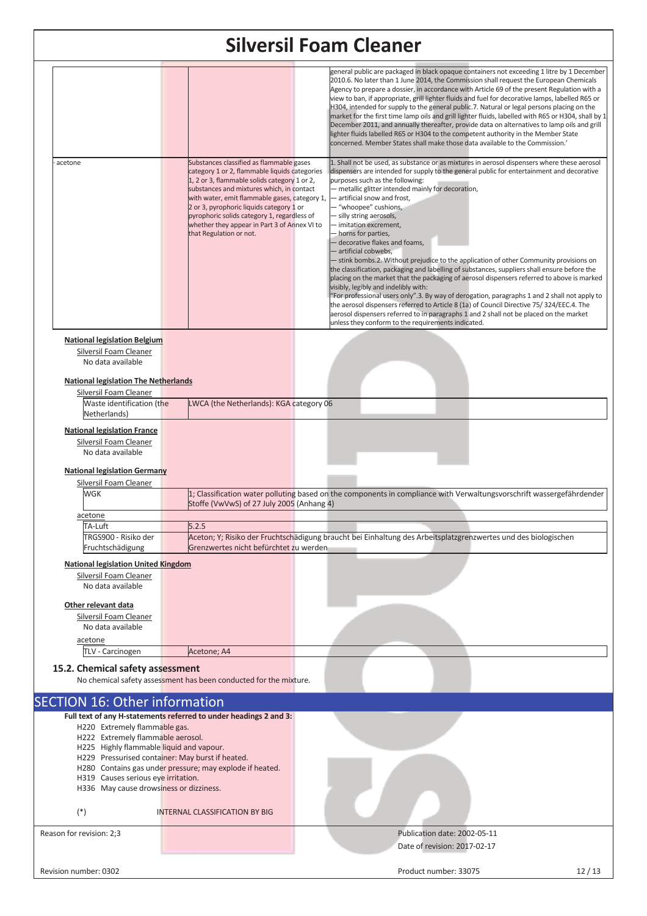| | | |
|---|---|---|
| | | general public are packaged in black opaque containers not exceeding 1 litre by 1 December 2010.6. No later than 1 June 2014, the Commission shall request the European Chemicals Agency to prepare a dossier, in accordance with Article 69 of the present Regulation with a view to ban, if appropriate, grill lighter fluids and fuel for decorative lamps, labelled R65 or H304, intended for supply to the general public.7. Natural or legal persons placing on the market for the first time lamp oils and grill lighter fluids, labelled with R65 or H304, shall by 1 December 2011, and annually thereafter, provide data on alternatives to lamp oils and grill lighter fluids labelled R65 or H304 to the competent authority in the Member State concerned. Member States shall make those data available to the Commission.' |
| · acetone | Substances classified as flammable gases category 1 or 2, flammable liquids categories 1, 2 or 3, flammable solids category 1 or 2, substances and mixtures which, in contact with water, emit flammable gases, category 1, 2 or 3, pyrophoric liquids category 1 or pyrophoric solids category 1, regardless of whether they appear in Part 3 of Annex VI to that Regulation or not. | 1. Shall not be used, as substance or as mixtures in aerosol dispensers where these aerosol dispensers are intended for supply to the general public for entertainment and decorative purposes such as the following: — metallic glitter intended mainly for decoration, — artificial snow and frost, — "whoopee" cushions, — silly string aerosols, — imitation excrement, — horns for parties, — decorative flakes and foams, — artificial cobwebs, — stink bombs.2. Without prejudice to the application of other Community provisions on the classification, packaging and labelling of substances, suppliers shall ensure before the placing on the market that the packaging of aerosol dispensers referred to above is marked visibly, legibly and indelibly with: "For professional users only".3. By way of derogation, paragraphs 1 and 2 shall not apply to the aerosol dispensers referred to Article 8 (1a) of Council Directive 75/ 324/EEC.4. The aerosol dispensers referred to in paragraphs 1 and 2 shall not be placed on the market unless they conform to the requirements indicated. |

**National legislation Belgium**

Silversil Foam Cleaner

No data available

**National legislation The Netherlands**

Silversil Foam Cleaner

| | |
|---|---|
| Waste identification (the Netherlands) | LWCA (the Netherlands): KGA category 06 |

**National legislation France**

Silversil Foam Cleaner

No data available

**National legislation Germany**

Silversil Foam Cleaner

| | |
|---|---|
| WGK | 1; Classification water polluting based on the components in compliance with Verwaltungsvorschrift wassergefährdender Stoffe (VwVwS) of 27 July 2005 (Anhang 4) |

acetone

| | |
|---|---|
| TA-Luft | 5.2.5 |
| TRGS900 - Risiko der Fruchtschädigung | Aceton; Y; Risiko der Fruchtschädigung braucht bei Einhaltung des Arbeitsplatzgrenzwertes und des biologischen Grenzwertes nicht befürchtet zu werden |

**National legislation United Kingdom**

Silversil Foam Cleaner

No data available

**Other relevant data**

Silversil Foam Cleaner

No data available

acetone

| | |
|---|---|
| TLV - Carcinogen | Acetone; A4 |

### 15.2. Chemical safety assessment

No chemical safety assessment has been conducted for the mixture.

## SECTION 16: Other information

**Full text of any H-statements referred to under headings 2 and 3:**

H220 Extremely flammable gas.
H222 Extremely flammable aerosol.
H225 Highly flammable liquid and vapour.
H229 Pressurised container: May burst if heated.
H280 Contains gas under pressure; may explode if heated.
H319 Causes serious eye irritation.
H336 May cause drowsiness or dizziness.

(*) INTERNAL CLASSIFICATION BY BIG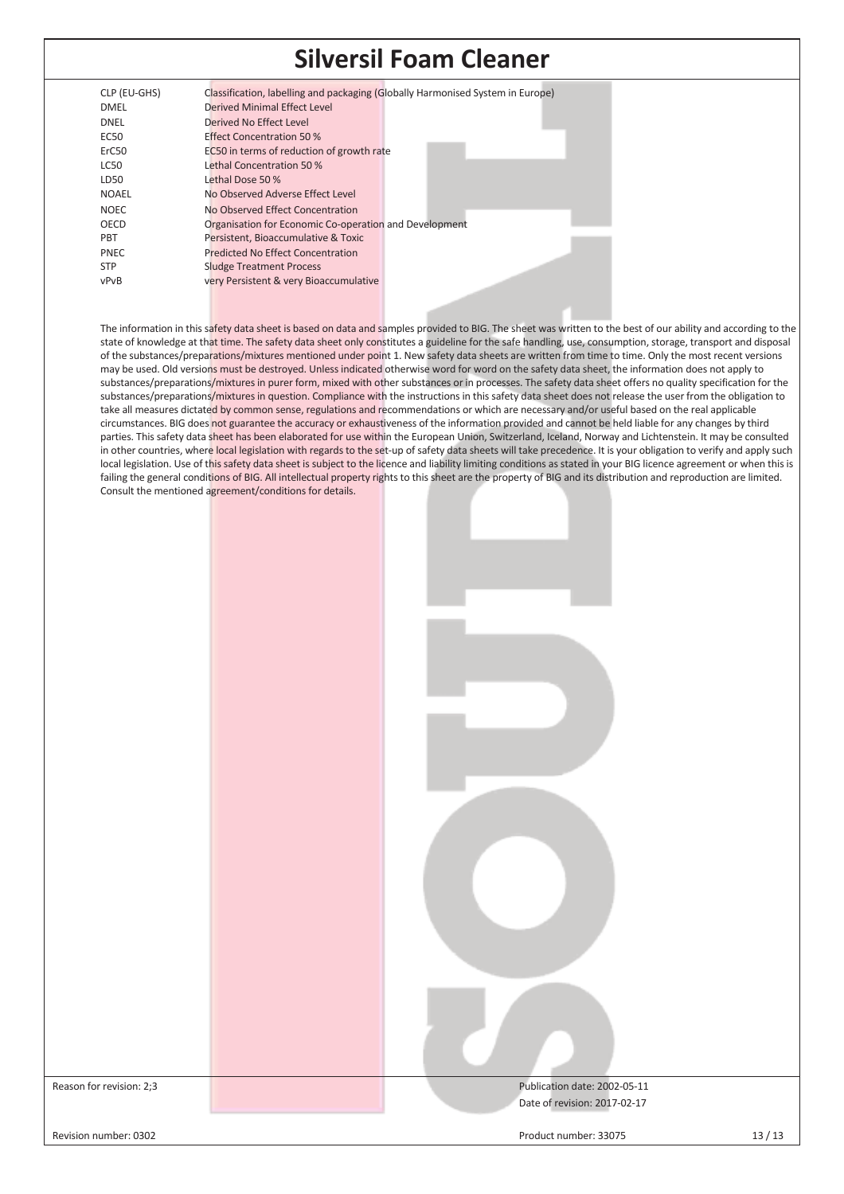| | |
|---|---|
| CLP (EU-GHS) | Classification, labelling and packaging (Globally Harmonised System in Europe) |
| DMEL | Derived Minimal Effect Level |
| DNEL | Derived No Effect Level |
| EC50 | Effect Concentration 50 % |
| ErC50 | EC50 in terms of reduction of growth rate |
| LC50 | Lethal Concentration 50 % |
| LD50 | Lethal Dose 50 % |
| NOAEL | No Observed Adverse Effect Level |
| NOEC | No Observed Effect Concentration |
| OECD | Organisation for Economic Co-operation and Development |
| PBT | Persistent, Bioaccumulative & Toxic |
| PNEC | Predicted No Effect Concentration |
| STP | Sludge Treatment Process |
| vPvB | very Persistent & very Bioaccumulative |

The information in this safety data sheet is based on data and samples provided to BIG. The sheet was written to the best of our ability and according to the state of knowledge at that time. The safety data sheet only constitutes a guideline for the safe handling, use, consumption, storage, transport and disposal of the substances/preparations/mixtures mentioned under point 1. New safety data sheets are written from time to time. Only the most recent versions may be used. Old versions must be destroyed. Unless indicated otherwise word for word on the safety data sheet, the information does not apply to substances/preparations/mixtures in purer form, mixed with other substances or in processes. The safety data sheet offers no quality specification for the substances/preparations/mixtures in question. Compliance with the instructions in this safety data sheet does not release the user from the obligation to take all measures dictated by common sense, regulations and recommendations or which are necessary and/or useful based on the real applicable circumstances. BIG does not guarantee the accuracy or exhaustiveness of the information provided and cannot be held liable for any changes by third parties. This safety data sheet has been elaborated for use within the European Union, Switzerland, Iceland, Norway and Lichtenstein. It may be consulted in other countries, where local legislation with regards to the set-up of safety data sheets will take precedence. It is your obligation to verify and apply such local legislation. Use of this safety data sheet is subject to the licence and liability limiting conditions as stated in your BIG licence agreement or when this is failing the general conditions of BIG. All intellectual property rights to this sheet are the property of BIG and its distribution and reproduction are limited. Consult the mentioned agreement/conditions for details.